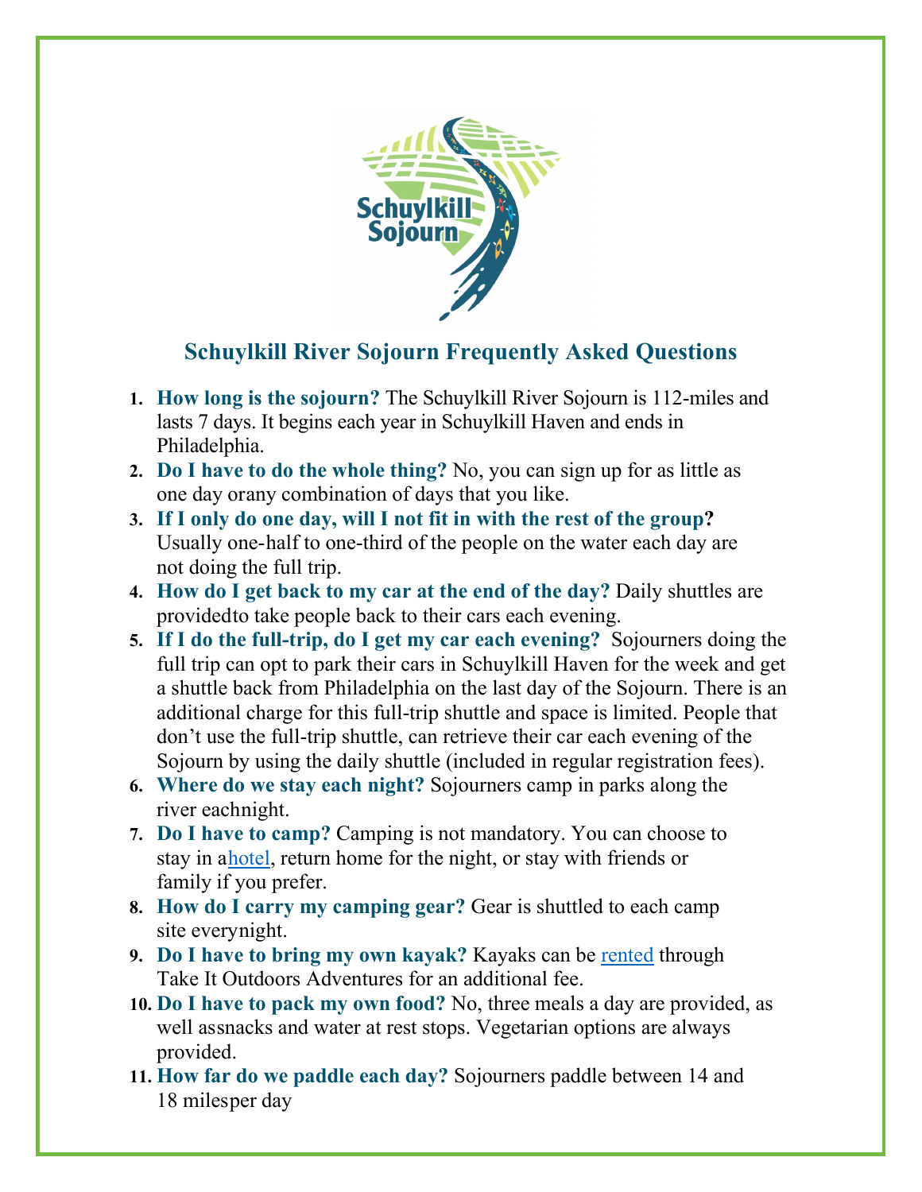Schuylkill Sojourn

## Schuylkill River Sojourn Frequently Asked Questions

1. **How long is the sojourn?** The Schuylkill River Sojourn is 112-miles and lasts 7 days. It begins each year in Schuylkill Haven and ends in Philadelphia.
2. **Do I have to do the whole thing?** No, you can sign up for as little as one day orany combination of days that you like.
3. **If I only do one day, will I not fit in with the rest of the group?** Usually one-half to one-third of the people on the water each day are not doing the full trip.
4. **How do I get back to my car at the end of the day?** Daily shuttles are providedto take people back to their cars each evening.
5. **If I do the full-trip, do I get my car each evening?** Sojourners doing the full trip can opt to park their cars in Schuylkill Haven for the week and get a shuttle back from Philadelphia on the last day of the Sojourn. There is an additional charge for this full-trip shuttle and space is limited. People that don't use the full-trip shuttle, can retrieve their car each evening of the Sojourn by using the daily shuttle (included in regular registration fees).
6. **Where do we stay each night?** Sojourners camp in parks along the river eachnight.
7. **Do I have to camp?** Camping is not mandatory. You can choose to stay in ahotel, return home for the night, or stay with friends or family if you prefer.
8. **How do I carry my camping gear?** Gear is shuttled to each camp site everynight.
9. **Do I have to bring my own kayak?** Kayaks can be rented through Take It Outdoors Adventures for an additional fee.
10. **Do I have to pack my own food?** No, three meals a day are provided, as well assnacks and water at rest stops. Vegetarian options are always provided.
11. **How far do we paddle each day?** Sojourners paddle between 14 and 18 milesper day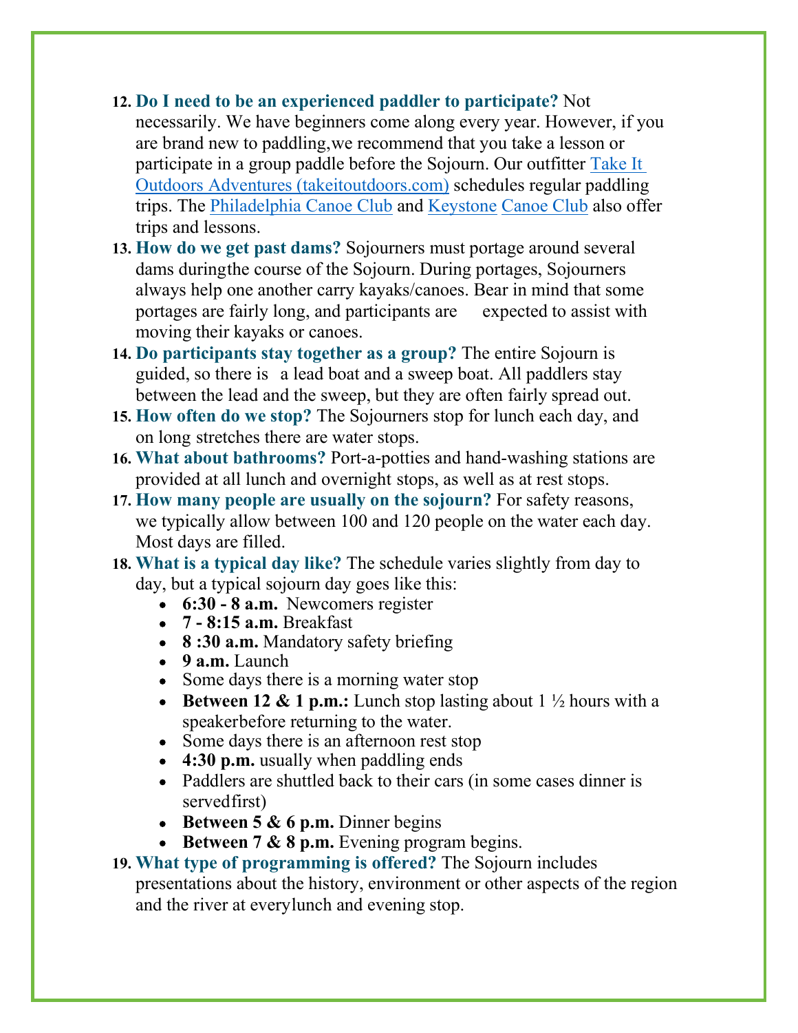12. **Do I need to be an experienced paddler to participate?** Not necessarily. We have beginners come along every year. However, if you are brand new to paddling,we recommend that you take a lesson or participate in a group paddle before the Sojourn. Our outfitter [Take It Outdoors Adventures (takeitoutdoors.com)]() schedules regular paddling trips. The [Philadelphia Canoe Club]() and [Keystone]() [Canoe Club]() also offer trips and lessons.
13. **How do we get past dams?** Sojourners must portage around several dams duringthe course of the Sojourn. During portages, Sojourners always help one another carry kayaks/canoes. Bear in mind that some portages are fairly long, and participants are expected to assist with moving their kayaks or canoes.
14. **Do participants stay together as a group?** The entire Sojourn is guided, so there is a lead boat and a sweep boat. All paddlers stay between the lead and the sweep, but they are often fairly spread out.
15. **How often do we stop?** The Sojourners stop for lunch each day, and on long stretches there are water stops.
16. **What about bathrooms?** Port-a-potties and hand-washing stations are provided at all lunch and overnight stops, as well as at rest stops.
17. **How many people are usually on the sojourn?** For safety reasons, we typically allow between 100 and 120 people on the water each day. Most days are filled.
18. **What is a typical day like?** The schedule varies slightly from day to day, but a typical sojourn day goes like this:
    - **6:30 - 8 a.m.** Newcomers register
    - **7 - 8:15 a.m.** Breakfast
    - **8 :30 a.m.** Mandatory safety briefing
    - **9 a.m.** Launch
    - Some days there is a morning water stop
    - **Between 12 & 1 p.m.:** Lunch stop lasting about 1 ½ hours with a speakerbefore returning to the water.
    - Some days there is an afternoon rest stop
    - **4:30 p.m.** usually when paddling ends
    - Paddlers are shuttled back to their cars (in some cases dinner is servedfirst)
    - **Between 5 & 6 p.m.** Dinner begins
    - **Between 7 & 8 p.m.** Evening program begins.
19. **What type of programming is offered?** The Sojourn includes presentations about the history, environment or other aspects of the region and the river at everylunch and evening stop.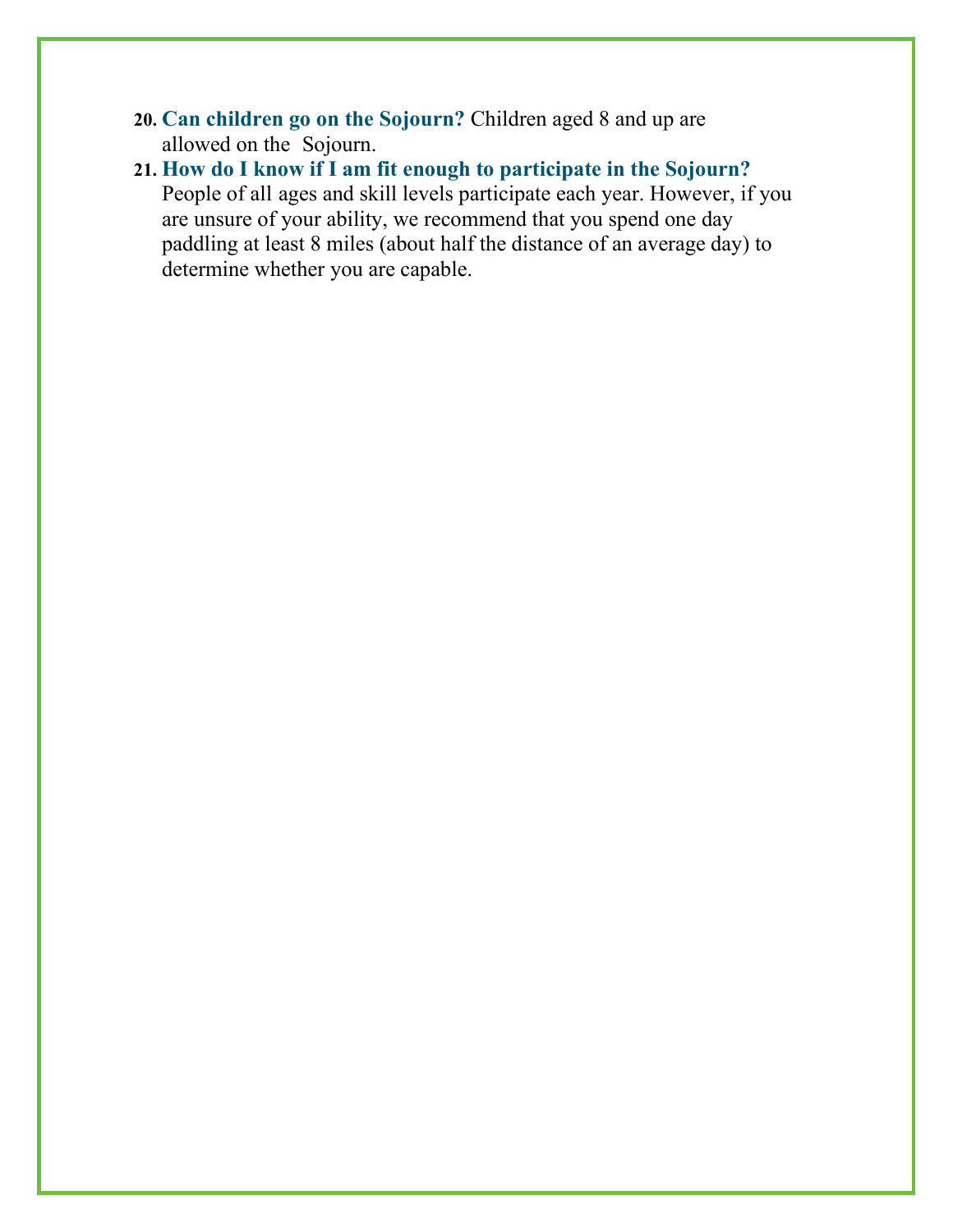20. **Can children go on the Sojourn?** Children aged 8 and up are allowed on the Sojourn.
21. **How do I know if I am fit enough to participate in the Sojourn?** People of all ages and skill levels participate each year. However, if you are unsure of your ability, we recommend that you spend one day paddling at least 8 miles (about half the distance of an average day) to determine whether you are capable.